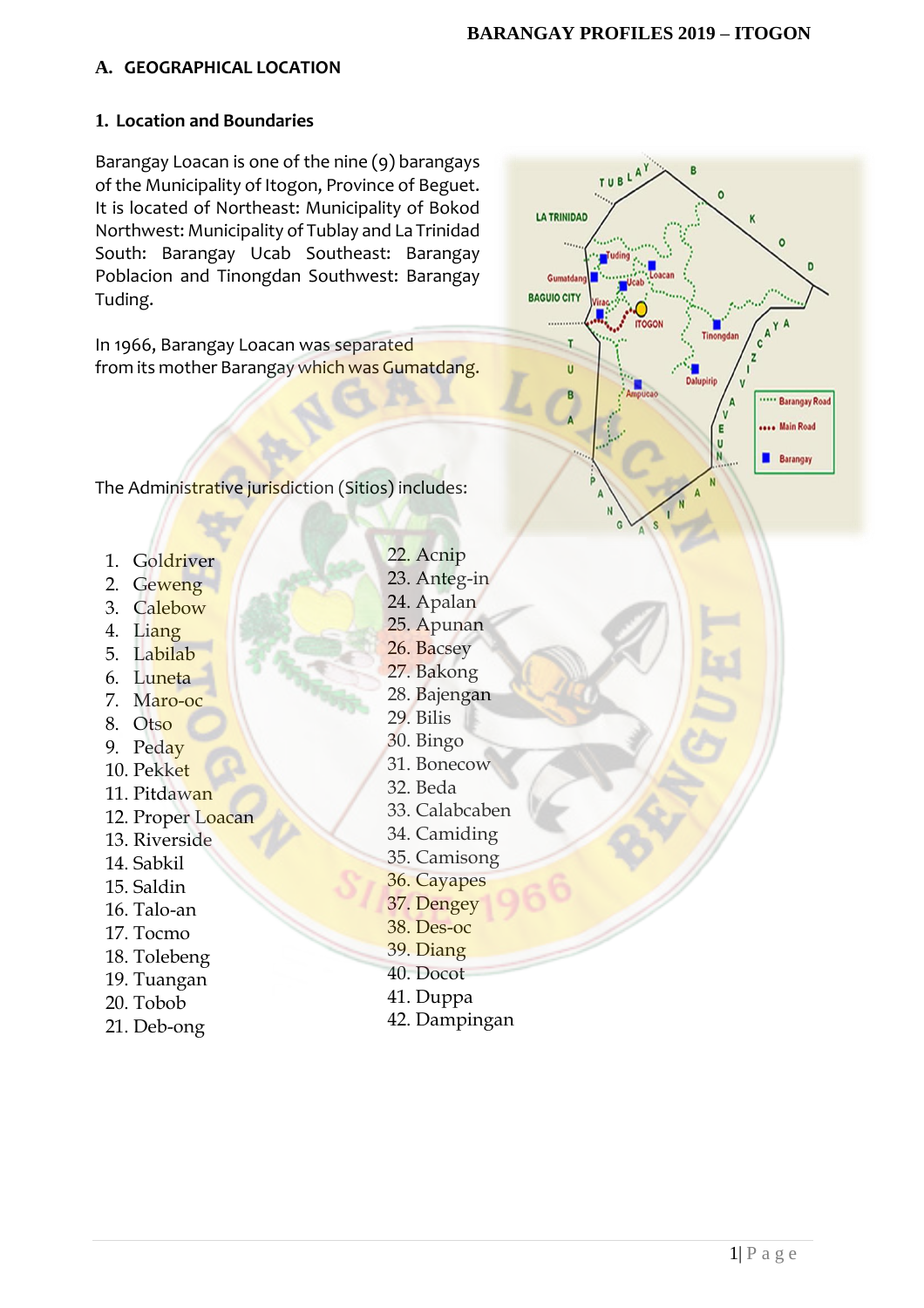## A. GEOGRAPHICAL LOCATION

### 1. Location and Boundaries

Barangay Loacan is one of the nine (9) barangays of the Municipality of Itogon, Province of Beguet. It is located of Northeast: Municipality of Bokod Northwest: Municipality of Tublay and La Trinidad South: Barangay Ucab Southeast: Barangay Poblacion and Tinongdan Southwest: Barangay Tuding.

In 1966, Barangay Loacan was separated from its mother Barangay which was Gumatdang.

The Administrative jurisdiction (Sitios) includes:

1. Goldriver
2. Geweng
3. Calebow
4. Liang
5. Labilab
6. Luneta
7. Maro-oc
8. Otso
9. Peday
10. Pekket
11. Pitdawan
12. Proper Loacan
13. Riverside
14. Sabkil
15. Saldin
16. Talo-an
17. Tocmo
18. Tolebeng
19. Tuangan
20. Tobob
21. Deb-ong
22. Acnip
23. Anteg-in
24. Apalan
25. Apunan
26. Bacsey
27. Bakong
28. Bajengan
29. Bilis
30. Bingo
31. Bonecow
32. Beda
33. Calabcaben
34. Camiding
35. Camisong
36. Cayapes
37. Dengey
38. Des-oc
39. Diang
40. Docot
41. Duppa
42. Dampingan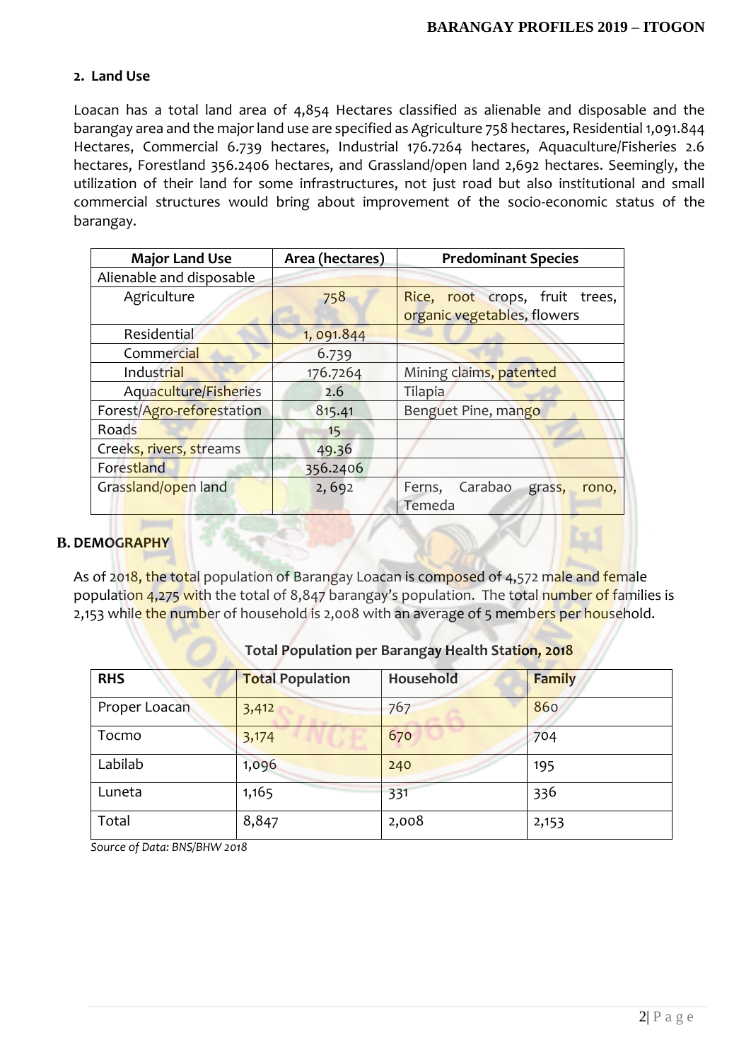## 2. Land Use

Loacan has a total land area of 4,854 Hectares classified as alienable and disposable and the barangay area and the major land use are specified as Agriculture 758 hectares, Residential 1,091.844 Hectares, Commercial 6.739 hectares, Industrial 176.7264 hectares, Aquaculture/Fisheries 2.6 hectares, Forestland 356.2406 hectares, and Grassland/open land 2,692 hectares. Seemingly, the utilization of their land for some infrastructures, not just road but also institutional and small commercial structures would bring about improvement of the socio-economic status of the barangay.

| Major Land Use | Area (hectares) | Predominant Species |
|---|---|---|
| Alienable and disposable | | |
| Agriculture | 758 | Rice, root crops, fruit trees, organic vegetables, flowers |
| Residential | 1, 091.844 | |
| Commercial | 6.739 | |
| Industrial | 176.7264 | Mining claims, patented |
| Aquaculture/Fisheries | 2.6 | Tilapia |
| Forest/Agro-reforestation | 815.41 | Benguet Pine, mango |
| Roads | 15 | |
| Creeks, rivers, streams | 49.36 | |
| Forestland | 356.2406 | |
| Grassland/open land | 2, 692 | Ferns, Carabao grass, rono, Temeda |

## B. DEMOGRAPHY

As of 2018, the total population of Barangay Loacan is composed of 4,572 male and female population 4,275 with the total of 8,847 barangay's population. The total number of families is 2,153 while the number of household is 2,008 with an average of 5 members per household.

**Total Population per Barangay Health Station, 2018**

| RHS | Total Population | Household | Family |
|---|---|---|---|
| Proper Loacan | 3,412 | 767 | 860 |
| Tocmo | 3,174 | 670 | 704 |
| Labilab | 1,096 | 240 | 195 |
| Luneta | 1,165 | 331 | 336 |
| Total | 8,847 | 2,008 | 2,153 |

*Source of Data: BNS/BHW 2018*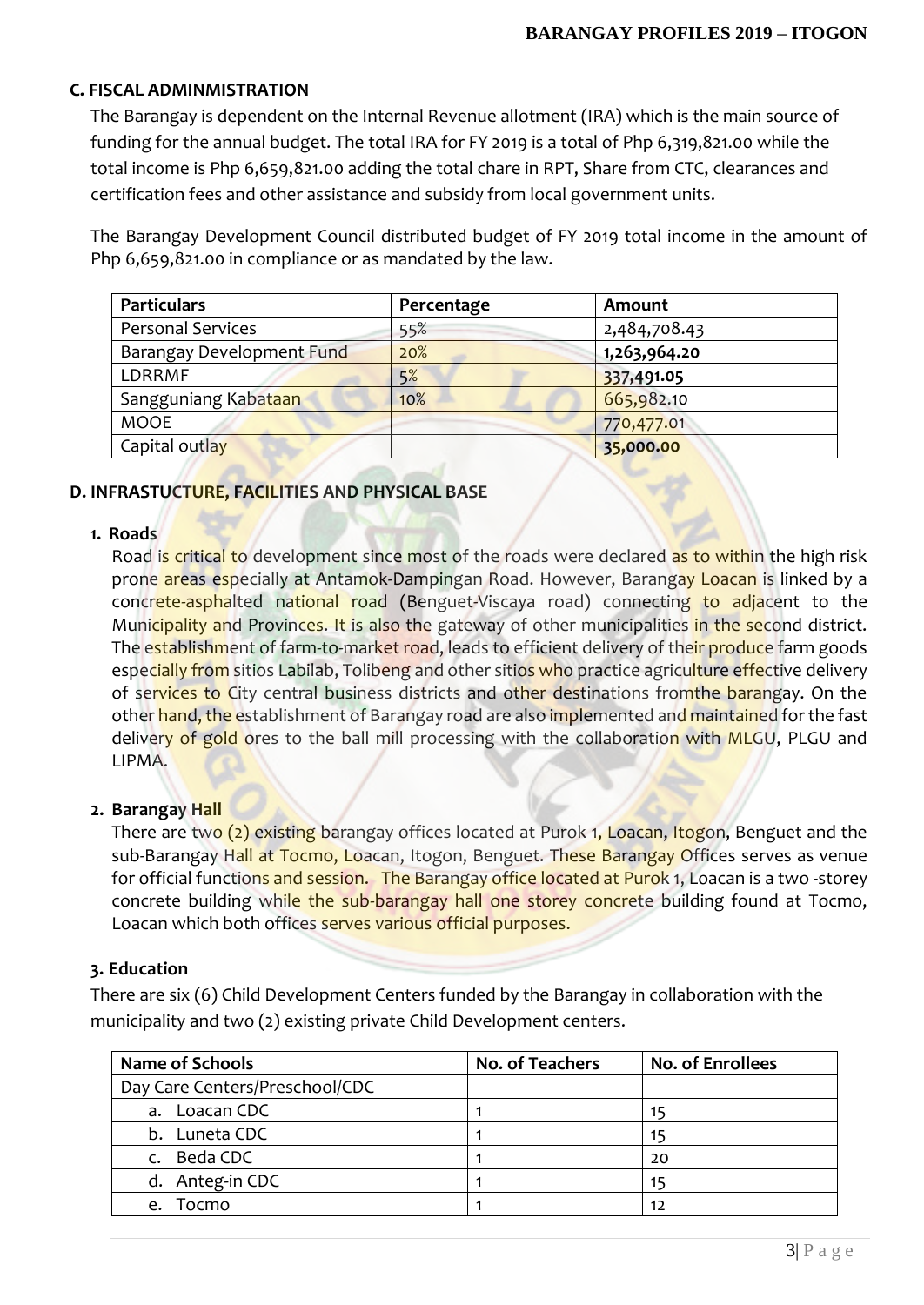### C. FISCAL ADMINMISTRATION

The Barangay is dependent on the Internal Revenue allotment (IRA) which is the main source of funding for the annual budget. The total IRA for FY 2019 is a total of Php 6,319,821.00 while the total income is Php 6,659,821.00 adding the total chare in RPT, Share from CTC, clearances and certification fees and other assistance and subsidy from local government units.

The Barangay Development Council distributed budget of FY 2019 total income in the amount of Php 6,659,821.00 in compliance or as mandated by the law.

| Particulars | Percentage | Amount |
|---|---|---|
| Personal Services | 55% | 2,484,708.43 |
| Barangay Development Fund | 20% | **1,263,964.20** |
| LDRRMF | 5% | **337,491.05** |
| Sangguniang Kabataan | 10% | 665,982.10 |
| MOOE | | 770,477.01 |
| Capital outlay | | **35,000.00** |

### D. INFRASTUCTURE, FACILITIES AND PHYSICAL BASE

**1. Roads**

Road is critical to development since most of the roads were declared as to within the high risk prone areas especially at Antamok-Dampingan Road. However, Barangay Loacan is linked by a concrete-asphalted national road (Benguet-Viscaya road) connecting to adjacent to the Municipality and Provinces. It is also the gateway of other municipalities in the second district. The establishment of farm-to-market road, leads to efficient delivery of their produce farm goods especially from sitios Labilab, Tolibeng and other sitios who practice agriculture effective delivery of services to City central business districts and other destinations fromthe barangay. On the other hand, the establishment of Barangay road are also implemented and maintained for the fast delivery of gold ores to the ball mill processing with the collaboration with MLGU, PLGU and LIPMA.

**2. Barangay Hall**

There are two (2) existing barangay offices located at Purok 1, Loacan, Itogon, Benguet and the sub-Barangay Hall at Tocmo, Loacan, Itogon, Benguet. These Barangay Offices serves as venue for official functions and session. The Barangay office located at Purok 1, Loacan is a two -storey concrete building while the sub-barangay hall one storey concrete building found at Tocmo, Loacan which both offices serves various official purposes.

**3. Education**

There are six (6) Child Development Centers funded by the Barangay in collaboration with the municipality and two (2) existing private Child Development centers.

| Name of Schools | No. of Teachers | No. of Enrollees |
|---|---|---|
| Day Care Centers/Preschool/CDC | | |
| a. Loacan CDC | 1 | 15 |
| b. Luneta CDC | 1 | 15 |
| c. Beda CDC | 1 | 20 |
| d. Anteg-in CDC | 1 | 15 |
| e. Tocmo | 1 | 12 |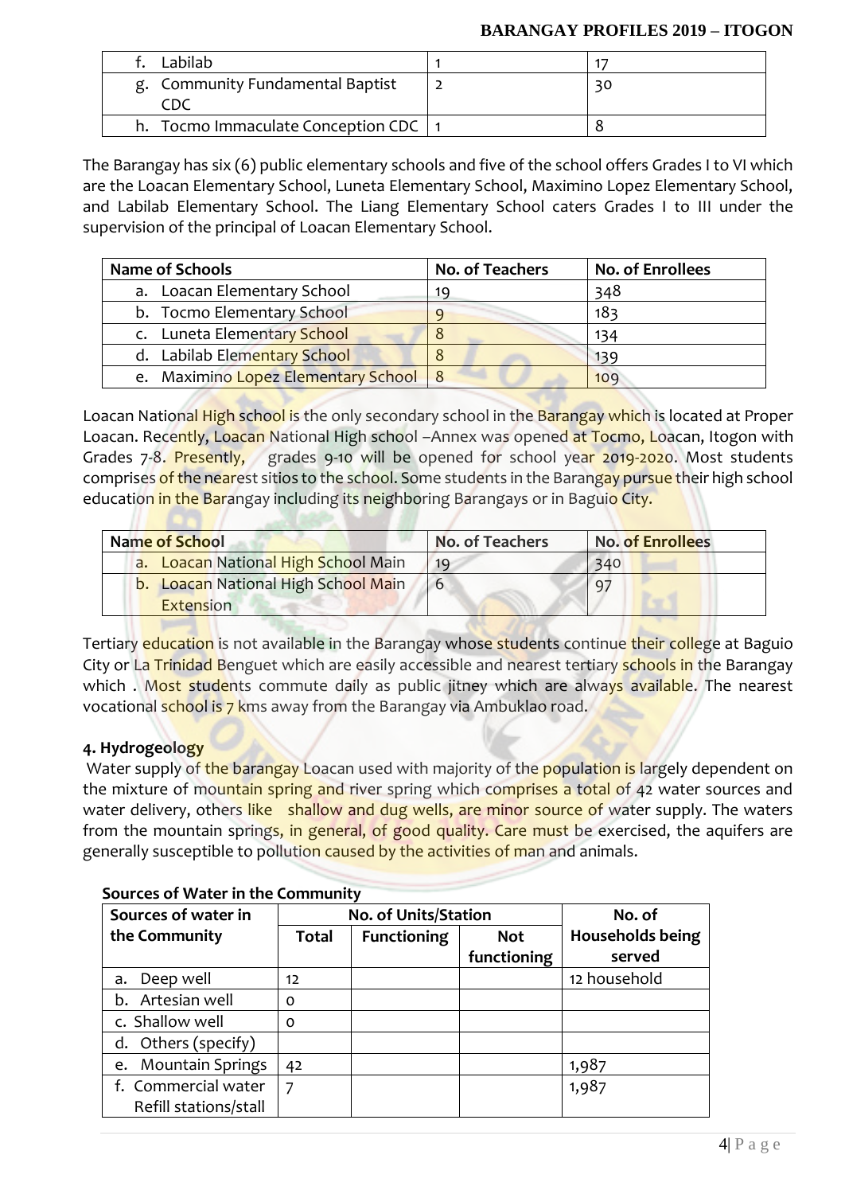| | | |
|---|---|---|
| f. Labilab | 1 | 17 |
| g. Community Fundamental Baptist CDC | 2 | 30 |
| h. Tocmo Immaculate Conception CDC | 1 | 8 |

The Barangay has six (6) public elementary schools and five of the school offers Grades I to VI which are the Loacan Elementary School, Luneta Elementary School, Maximino Lopez Elementary School, and Labilab Elementary School. The Liang Elementary School caters Grades I to III under the supervision of the principal of Loacan Elementary School.

| Name of Schools | No. of Teachers | No. of Enrollees |
|---|---|---|
| a. Loacan Elementary School | 19 | 348 |
| b. Tocmo Elementary School | 9 | 183 |
| c. Luneta Elementary School | 8 | 134 |
| d. Labilab Elementary School | 8 | 139 |
| e. Maximino Lopez Elementary School | 8 | 109 |

Loacan National High school is the only secondary school in the Barangay which is located at Proper Loacan. Recently, Loacan National High school –Annex was opened at Tocmo, Loacan, Itogon with Grades 7-8. Presently, grades 9-10 will be opened for school year 2019-2020. Most students comprises of the nearest sitios to the school. Some students in the Barangay pursue their high school education in the Barangay including its neighboring Barangays or in Baguio City.

| Name of School | No. of Teachers | No. of Enrollees |
|---|---|---|
| a. Loacan National High School Main | 19 | 340 |
| b. Loacan National High School Main Extension | 6 | 97 |

Tertiary education is not available in the Barangay whose students continue their college at Baguio City or La Trinidad Benguet which are easily accessible and nearest tertiary schools in the Barangay which . Most students commute daily as public jitney which are always available. The nearest vocational school is 7 kms away from the Barangay via Ambuklao road.

**4. Hydrogeology**

Water supply of the barangay Loacan used with majority of the population is largely dependent on the mixture of mountain spring and river spring which comprises a total of 42 water sources and water delivery, others like shallow and dug wells, are minor source of water supply. The waters from the mountain springs, in general, of good quality. Care must be exercised, the aquifers are generally susceptible to pollution caused by the activities of man and animals.

**Sources of Water in the Community**

| Sources of water in the Community | No. of Units/Station | | | No. of Households being served |
|---|---|---|---|---|
| | Total | Functioning | Not functioning | |
| a. Deep well | 12 | | | 12 household |
| b. Artesian well | 0 | | | |
| c. Shallow well | 0 | | | |
| d. Others (specify) | | | | |
| e. Mountain Springs | 42 | | | 1,987 |
| f. Commercial water Refill stations/stall | 7 | | | 1,987 |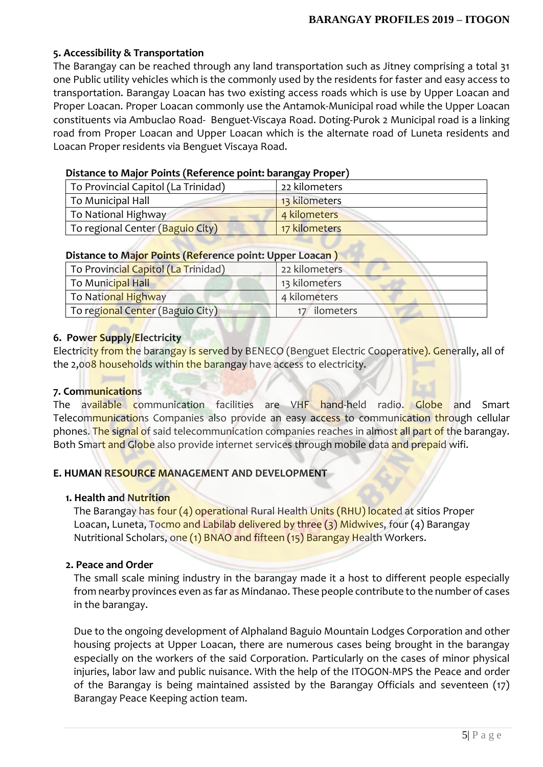### 5. Accessibility & Transportation

The Barangay can be reached through any land transportation such as Jitney comprising a total 31 one Public utility vehicles which is the commonly used by the residents for faster and easy access to transportation. Barangay Loacan has two existing access roads which is use by Upper Loacan and Proper Loacan. Proper Loacan commonly use the Antamok-Municipal road while the Upper Loacan constituents via Ambuclao Road- Benguet-Viscaya Road. Doting-Purok 2 Municipal road is a linking road from Proper Loacan and Upper Loacan which is the alternate road of Luneta residents and Loacan Proper residents via Benguet Viscaya Road.

**Distance to Major Points (Reference point: barangay Proper)**

| | |
|---|---|
| To Provincial Capitol (La Trinidad) | 22 kilometers |
| To Municipal Hall | 13 kilometers |
| To National Highway | 4 kilometers |
| To regional Center (Baguio City) | 17 kilometers |

**Distance to Major Points (Reference point: Upper Loacan )**

| | |
|---|---|
| To Provincial Capitol (La Trinidad) | 22 kilometers |
| To Municipal Hall | 13 kilometers |
| To National Highway | 4 kilometers |
| To regional Center (Baguio City) | 17 ilometers |

### 6. Power Supply/Electricity

Electricity from the barangay is served by BENECO (Benguet Electric Cooperative). Generally, all of the 2,008 households within the barangay have access to electricity.

### 7. Communications

The available communication facilities are VHF hand-held radio. Globe and Smart Telecommunications Companies also provide an easy access to communication through cellular phones. The signal of said telecommunication companies reaches in almost all part of the barangay. Both Smart and Globe also provide internet services through mobile data and prepaid wifi.

## E. HUMAN RESOURCE MANAGEMENT AND DEVELOPMENT

### 1. Health and Nutrition

The Barangay has four (4) operational Rural Health Units (RHU) located at sitios Proper Loacan, Luneta, Tocmo and Labilab delivered by three (3) Midwives, four (4) Barangay Nutritional Scholars, one (1) BNAO and fifteen (15) Barangay Health Workers.

### 2. Peace and Order

The small scale mining industry in the barangay made it a host to different people especially from nearby provinces even as far as Mindanao. These people contribute to the number of cases in the barangay.

Due to the ongoing development of Alphaland Baguio Mountain Lodges Corporation and other housing projects at Upper Loacan, there are numerous cases being brought in the barangay especially on the workers of the said Corporation. Particularly on the cases of minor physical injuries, labor law and public nuisance. With the help of the ITOGON-MPS the Peace and order of the Barangay is being maintained assisted by the Barangay Officials and seventeen (17) Barangay Peace Keeping action team.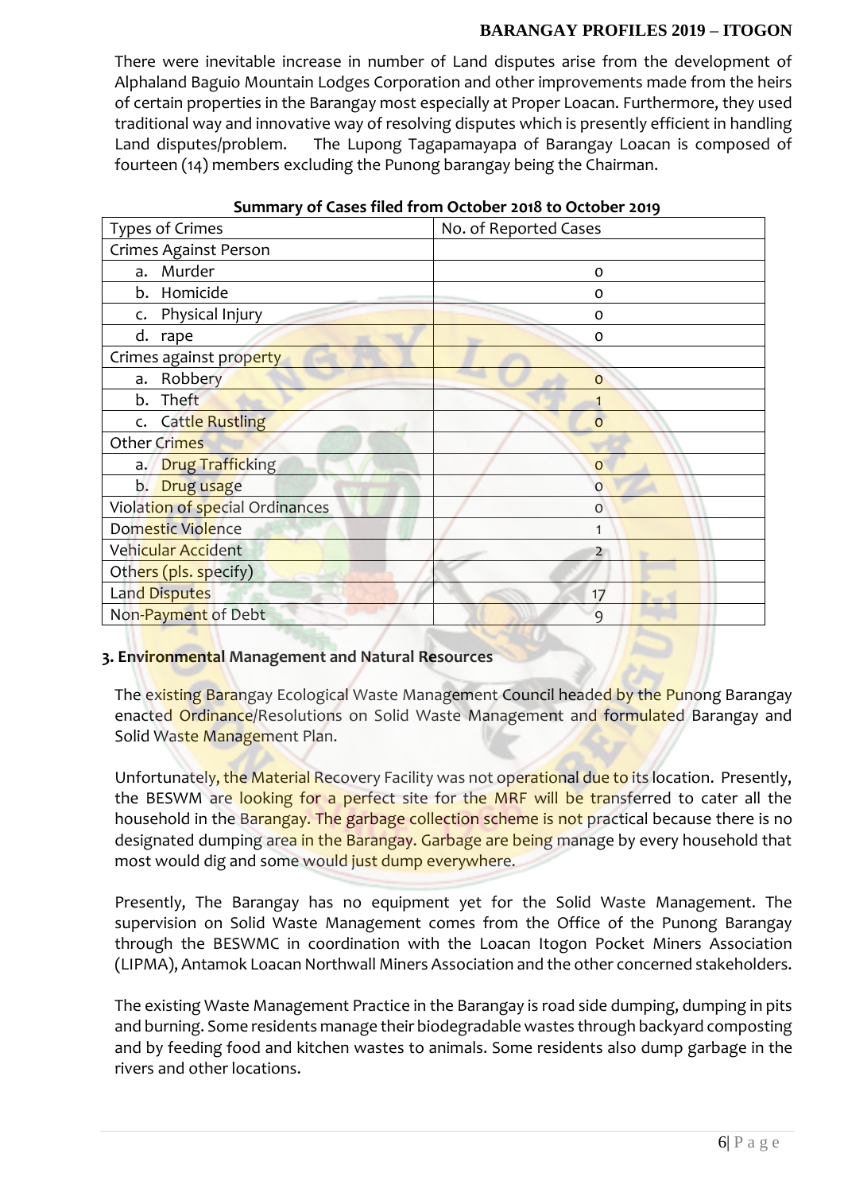There were inevitable increase in number of Land disputes arise from the development of Alphaland Baguio Mountain Lodges Corporation and other improvements made from the heirs of certain properties in the Barangay most especially at Proper Loacan. Furthermore, they used traditional way and innovative way of resolving disputes which is presently efficient in handling Land disputes/problem. The Lupong Tagapamayapa of Barangay Loacan is composed of fourteen (14) members excluding the Punong barangay being the Chairman.

**Summary of Cases filed from October 2018 to October 2019**

| Types of Crimes | No. of Reported Cases |
|---|---|
| Crimes Against Person | |
| a. Murder | 0 |
| b. Homicide | 0 |
| c. Physical Injury | 0 |
| d. rape | 0 |
| Crimes against property | |
| a. Robbery | 0 |
| b. Theft | 1 |
| c. Cattle Rustling | 0 |
| Other Crimes | |
| a. Drug Trafficking | 0 |
| b. Drug usage | 0 |
| Violation of special Ordinances | 0 |
| Domestic Violence | 1 |
| Vehicular Accident | 2 |
| Others (pls. specify) | |
| Land Disputes | 17 |
| Non-Payment of Debt | 9 |

**3. Environmental Management and Natural Resources**

The existing Barangay Ecological Waste Management Council headed by the Punong Barangay enacted Ordinance/Resolutions on Solid Waste Management and formulated Barangay and Solid Waste Management Plan.

Unfortunately, the Material Recovery Facility was not operational due to its location. Presently, the BESWM are looking for a perfect site for the MRF will be transferred to cater all the household in the Barangay. The garbage collection scheme is not practical because there is no designated dumping area in the Barangay. Garbage are being manage by every household that most would dig and some would just dump everywhere.

Presently, The Barangay has no equipment yet for the Solid Waste Management. The supervision on Solid Waste Management comes from the Office of the Punong Barangay through the BESWMC in coordination with the Loacan Itogon Pocket Miners Association (LIPMA), Antamok Loacan Northwall Miners Association and the other concerned stakeholders.

The existing Waste Management Practice in the Barangay is road side dumping, dumping in pits and burning. Some residents manage their biodegradable wastes through backyard composting and by feeding food and kitchen wastes to animals. Some residents also dump garbage in the rivers and other locations.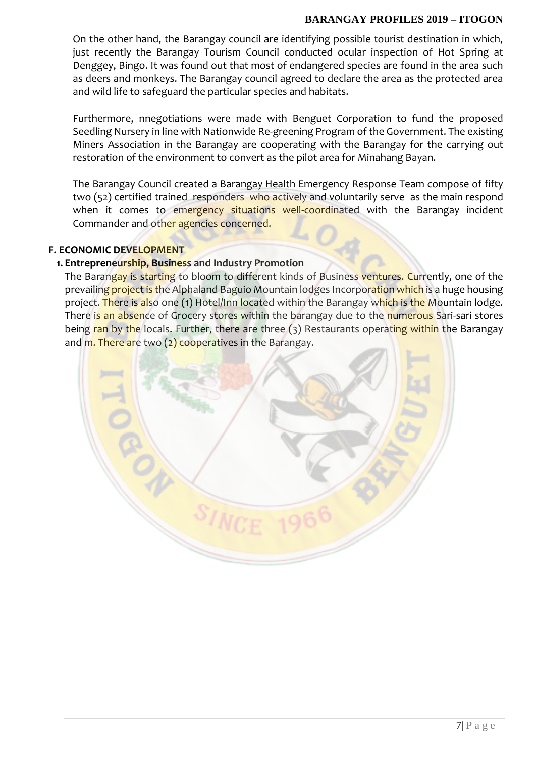On the other hand, the Barangay council are identifying possible tourist destination in which, just recently the Barangay Tourism Council conducted ocular inspection of Hot Spring at Denggey, Bingo. It was found out that most of endangered species are found in the area such as deers and monkeys. The Barangay council agreed to declare the area as the protected area and wild life to safeguard the particular species and habitats.

Furthermore, nnegotiations were made with Benguet Corporation to fund the proposed Seedling Nursery in line with Nationwide Re-greening Program of the Government. The existing Miners Association in the Barangay are cooperating with the Barangay for the carrying out restoration of the environment to convert as the pilot area for Minahang Bayan.

The Barangay Council created a Barangay Health Emergency Response Team compose of fifty two (52) certified trained responders who actively and voluntarily serve as the main respond when it comes to emergency situations well-coordinated with the Barangay incident Commander and other agencies concerned.

## F. ECONOMIC DEVELOPMENT

### 1. Entrepreneurship, Business and Industry Promotion

The Barangay is starting to bloom to different kinds of Business ventures. Currently, one of the prevailing project is the Alphaland Baguio Mountain lodges Incorporation which is a huge housing project. There is also one (1) Hotel/Inn located within the Barangay which is the Mountain lodge. There is an absence of Grocery stores within the barangay due to the numerous Sari-sari stores being ran by the locals. Further, there are three (3) Restaurants operating within the Barangay and m. There are two (2) cooperatives in the Barangay.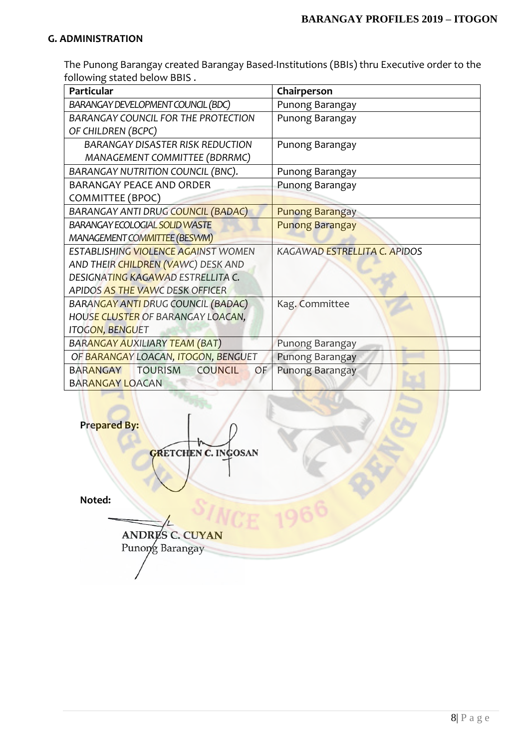### G. ADMINISTRATION

The Punong Barangay created Barangay Based-Institutions (BBIs) thru Executive order to the following stated below BBIS .

| Particular | Chairperson |
|---|---|
| *BARANGAY DEVELOPMENT COUNCIL (BDC)* | Punong Barangay |
| *BARANGAY COUNCIL FOR THE PROTECTION OF CHILDREN (BCPC)* | Punong Barangay |
| *BARANGAY DISASTER RISK REDUCTION MANAGEMENT COMMITTEE (BDRRMC)* | Punong Barangay |
| *BARANGAY NUTRITION COUNCIL (BNC).* | Punong Barangay |
| BARANGAY PEACE AND ORDER COMMITTEE (BPOC) | Punong Barangay |
| *BARANGAY ANTI DRUG COUNCIL (BADAC)* | Punong Barangay |
| *BARANGAY ECOLOGIAL SOLID WASTE MANAGEMENT COMMITTEE (BESWM)* | Punong Barangay |
| *ESTABLISHING VIOLENCE AGAINST WOMEN AND THEIR CHILDREN (VAWC) DESK AND DESIGNATING KAGAWAD ESTRELLITA C. APIDOS AS THE VAWC DESK OFFICER* | *KAGAWAD ESTRELLITA C. APIDOS* |
| *BARANGAY ANTI DRUG COUNCIL (BADAC) HOUSE CLUSTER OF BARANGAY LOACAN, ITOGON, BENGUET* | Kag. Committee |
| *BARANGAY AUXILIARY TEAM (BAT)* | Punong Barangay |
| *OF BARANGAY LOACAN, ITOGON, BENGUET* | Punong Barangay |
| BARANGAY TOURISM COUNCIL OF BARANGAY LOACAN | Punong Barangay |

**Prepared By:**

GRETCHEN C. INGOSAN

**Noted:**

ANDRES C. CUYAN
Punong Barangay